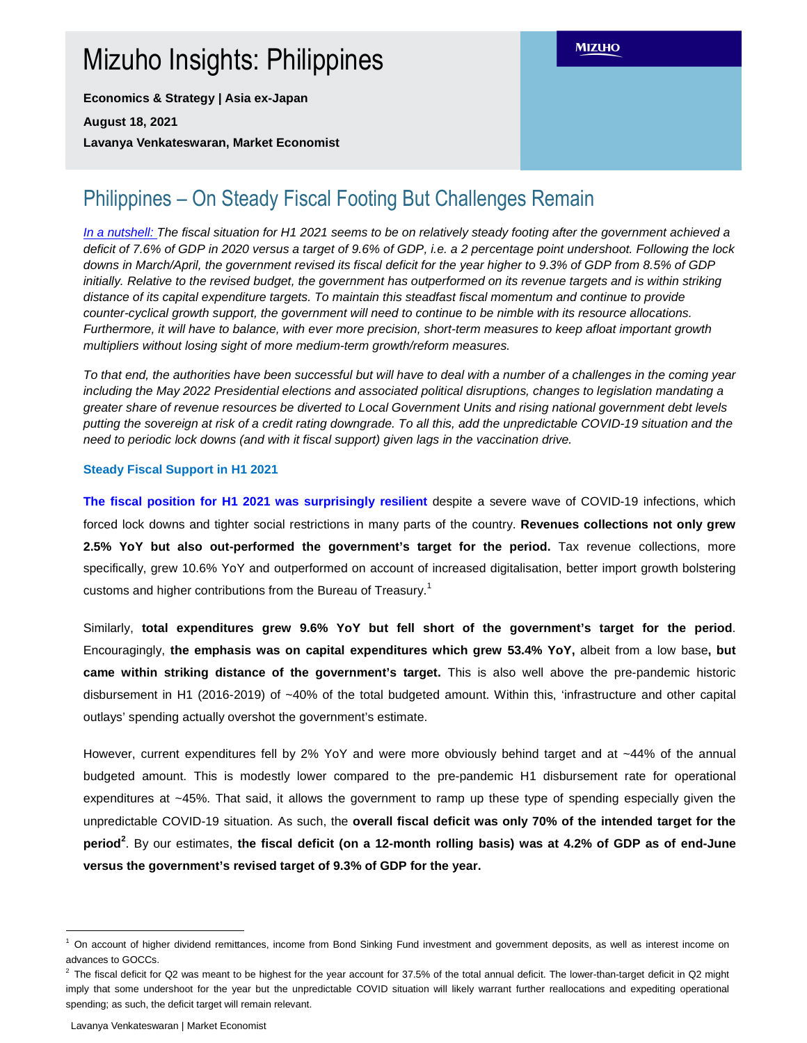# Mizuho Insights: Philippines

**Economics & Strategy | Asia ex-Japan**

**August 18, 2021**

**Lavanya Venkateswaran, Market Economist**

MIZUHO

## Philippines – On Steady Fiscal Footing But Challenges Remain

*In a nutshell: The fiscal situation for H1 2021 seems to be on relatively steady footing after the government achieved a deficit of 7.6% of GDP in 2020 versus a target of 9.6% of GDP, i.e. a 2 percentage point undershoot. Following the lock downs in March/April, the government revised its fiscal deficit for the year higher to 9.3% of GDP from 8.5% of GDP initially. Relative to the revised budget, the government has outperformed on its revenue targets and is within striking distance of its capital expenditure targets. To maintain this steadfast fiscal momentum and continue to provide counter-cyclical growth support, the government will need to continue to be nimble with its resource allocations. Furthermore, it will have to balance, with ever more precision, short-term measures to keep afloat important growth multipliers without losing sight of more medium-term growth/reform measures.*

*To that end, the authorities have been successful but will have to deal with a number of a challenges in the coming year including the May 2022 Presidential elections and associated political disruptions, changes to legislation mandating a greater share of revenue resources be diverted to Local Government Units and rising national government debt levels putting the sovereign at risk of a credit rating downgrade. To all this, add the unpredictable COVID-19 situation and the need to periodic lock downs (and with it fiscal support) given lags in the vaccination drive.*

### Steady Fiscal Support in H1 2021

**The fiscal position for H1 2021 was surprisingly resilient** despite a severe wave of COVID-19 infections, which forced lock downs and tighter social restrictions in many parts of the country. **Revenues collections not only grew 2.5% YoY but also out-performed the government's target for the period.** Tax revenue collections, more specifically, grew 10.6% YoY and outperformed on account of increased digitalisation, better import growth bolstering customs and higher contributions from the Bureau of Treasury.[1]

Similarly, **total expenditures grew 9.6% YoY but fell short of the government's target for the period**. Encouragingly, **the emphasis was on capital expenditures which grew 53.4% YoY,** albeit from a low base**, but came within striking distance of the government's target.** This is also well above the pre-pandemic historic disbursement in H1 (2016-2019) of ~40% of the total budgeted amount. Within this, 'infrastructure and other capital outlays' spending actually overshot the government's estimate.

However, current expenditures fell by 2% YoY and were more obviously behind target and at ~44% of the annual budgeted amount. This is modestly lower compared to the pre-pandemic H1 disbursement rate for operational expenditures at ~45%. That said, it allows the government to ramp up these type of spending especially given the unpredictable COVID-19 situation. As such, the **overall fiscal deficit was only 70% of the intended target for the period**[2]. By our estimates, **the fiscal deficit (on a 12-month rolling basis) was at 4.2% of GDP as of end-June versus the government's revised target of 9.3% of GDP for the year.**

---

[1] On account of higher dividend remittances, income from Bond Sinking Fund investment and government deposits, as well as interest income on advances to GOCCs.

[2] The fiscal deficit for Q2 was meant to be highest for the year account for 37.5% of the total annual deficit. The lower-than-target deficit in Q2 might imply that some undershoot for the year but the unpredictable COVID situation will likely warrant further reallocations and expediting operational spending; as such, the deficit target will remain relevant.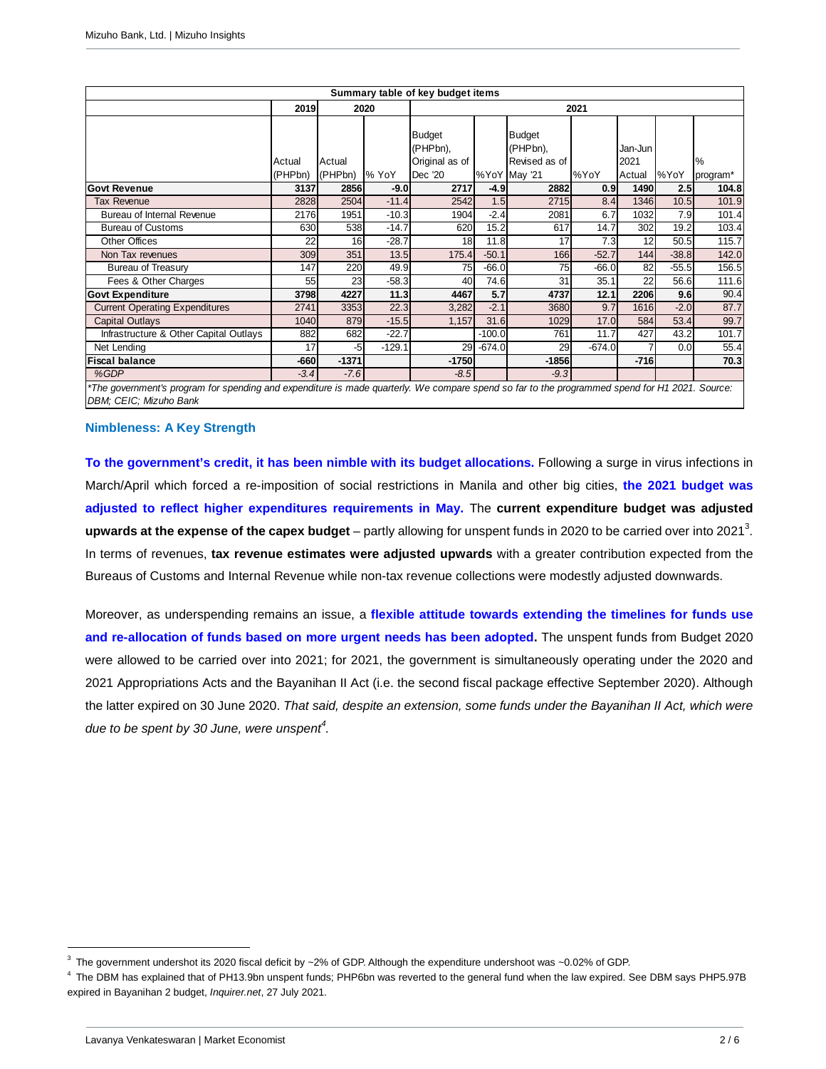| Summary table of key budget items | | | | | | | | | | | |
|---|---|---|---|---|---|---|---|---|---|---|---|
| | 2019 | 2020 | | 2021 | | | | | | | |
| | Actual (PHPbn) | Actual (PHPbn) | % YoY | Budget (PHPbn), Original as of Dec '20 | %YoY | Budget (PHPbn), Revised as of May '21 | %YoY | Jan-Jun 2021 Actual | %YoY | % program* |
| **Govt Revenue** | **3137** | **2856** | **-9.0** | **2717** | **-4.9** | **2882** | **0.9** | **1490** | **2.5** | **104.8** |
| Tax Revenue | 2828 | 2504 | -11.4 | 2542 | 1.5 | 2715 | 8.4 | 1346 | 10.5 | 101.9 |
| Bureau of Internal Revenue | 2176 | 1951 | -10.3 | 1904 | -2.4 | 2081 | 6.7 | 1032 | 7.9 | 101.4 |
| Bureau of Customs | 630 | 538 | -14.7 | 620 | 15.2 | 617 | 14.7 | 302 | 19.2 | 103.4 |
| Other Offices | 22 | 16 | -28.7 | 18 | 11.8 | 17 | 7.3 | 12 | 50.5 | 115.7 |
| Non Tax revenues | 309 | 351 | 13.5 | 175.4 | -50.1 | 166 | -52.7 | 144 | -38.8 | 142.0 |
| Bureau of Treasury | 147 | 220 | 49.9 | 75 | -66.0 | 75 | -66.0 | 82 | -55.5 | 156.5 |
| Fees & Other Charges | 55 | 23 | -58.3 | 40 | 74.6 | 31 | 35.1 | 22 | 56.6 | 111.6 |
| **Govt Expenditure** | **3798** | **4227** | **11.3** | **4467** | **5.7** | **4737** | **12.1** | **2206** | **9.6** | 90.4 |
| Current Operating Expenditures | 2741 | 3353 | 22.3 | 3,282 | -2.1 | 3680 | 9.7 | 1616 | -2.0 | 87.7 |
| Capital Outlays | 1040 | 879 | -15.5 | 1,157 | 31.6 | 1029 | 17.0 | 584 | 53.4 | 99.7 |
| Infrastructure & Other Capital Outlays | 882 | 682 | -22.7 | | -100.0 | 761 | 11.7 | 427 | 43.2 | 101.7 |
| Net Lending | 17 | -5 | -129.1 | 29 | -674.0 | 29 | -674.0 | 7 | 0.0 | 55.4 |
| **Fiscal balance** | **-660** | **-1371** | | **-1750** | | **-1856** | | **-716** | | **70.3** |
| *%GDP* | *-3.4* | *-7.6* | | *-8.5* | | *-9.3* | | | | |

*The government's program for spending and expenditure is made quarterly. We compare spend so far to the programmed spend for H1 2021. Source: DBM; CEIC; Mizuho Bank*

### Nimbleness: A Key Strength

**To the government's credit, it has been nimble with its budget allocations.** Following a surge in virus infections in March/April which forced a re-imposition of social restrictions in Manila and other big cities, **the 2021 budget was adjusted to reflect higher expenditures requirements in May.** The **current expenditure budget was adjusted upwards at the expense of the capex budget** – partly allowing for unspent funds in 2020 to be carried over into 2021[3]. In terms of revenues, **tax revenue estimates were adjusted upwards** with a greater contribution expected from the Bureaus of Customs and Internal Revenue while non-tax revenue collections were modestly adjusted downwards.

Moreover, as underspending remains an issue, a **flexible attitude towards extending the timelines for funds use and re-allocation of funds based on more urgent needs has been adopted.** The unspent funds from Budget 2020 were allowed to be carried over into 2021; for 2021, the government is simultaneously operating under the 2020 and 2021 Appropriations Acts and the Bayanihan II Act (i.e. the second fiscal package effective September 2020). Although the latter expired on 30 June 2020. *That said, despite an extension, some funds under the Bayanihan II Act, which were due to be spent by 30 June, were unspent[4].*

---

[3] The government undershot its 2020 fiscal deficit by ~2% of GDP. Although the expenditure undershoot was ~0.02% of GDP.

[4] The DBM has explained that of PH13.9bn unspent funds; PHP6bn was reverted to the general fund when the law expired. See DBM says PHP5.97B expired in Bayanihan 2 budget, *Inquirer.net*, 27 July 2021.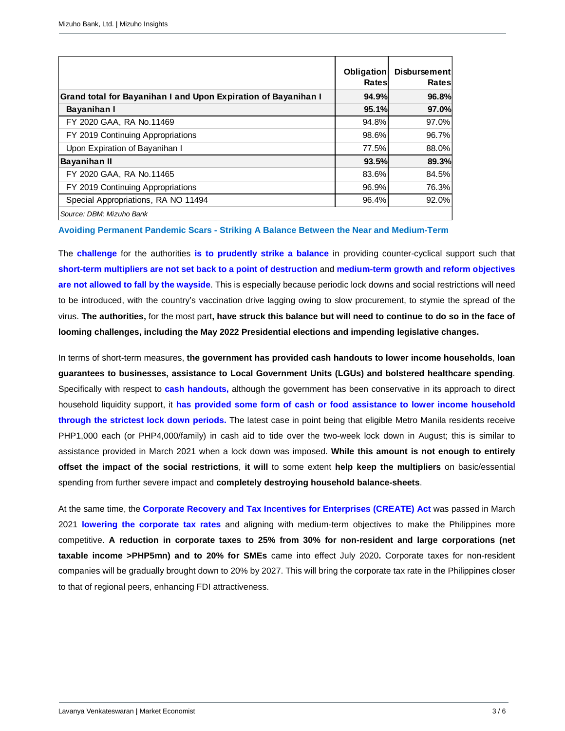| | Obligation Rates | Disbursement Rates |
|---|---|---|
| **Grand total for Bayanihan I and Upon Expiration of Bayanihan I** | **94.9%** | **96.8%** |
| **Bayanihan I** | **95.1%** | **97.0%** |
| FY 2020 GAA, RA No.11469 | 94.8% | 97.0% |
| FY 2019 Continuing Appropriations | 98.6% | 96.7% |
| Upon Expiration of Bayanihan I | 77.5% | 88.0% |
| **Bayanihan II** | **93.5%** | **89.3%** |
| FY 2020 GAA, RA No.11465 | 83.6% | 84.5% |
| FY 2019 Continuing Appropriations | 96.9% | 76.3% |
| Special Appropriations, RA NO 11494 | 96.4% | 92.0% |

*Source: DBM; Mizuho Bank*

### Avoiding Permanent Pandemic Scars - Striking A Balance Between the Near and Medium-Term

The **challenge** for the authorities **is to prudently strike a balance** in providing counter-cyclical support such that **short-term multipliers are not set back to a point of destruction** and **medium-term growth and reform objectives are not allowed to fall by the wayside**. This is especially because periodic lock downs and social restrictions will need to be introduced, with the country's vaccination drive lagging owing to slow procurement, to stymie the spread of the virus. **The authorities,** for the most part**, have struck this balance but will need to continue to do so in the face of looming challenges, including the May 2022 Presidential elections and impending legislative changes.**

In terms of short-term measures, **the government has provided cash handouts to lower income households**, **loan guarantees to businesses, assistance to Local Government Units (LGUs) and bolstered healthcare spending**. Specifically with respect to **cash handouts,** although the government has been conservative in its approach to direct household liquidity support, it **has provided some form of cash or food assistance to lower income household through the strictest lock down periods.** The latest case in point being that eligible Metro Manila residents receive PHP1,000 each (or PHP4,000/family) in cash aid to tide over the two-week lock down in August; this is similar to assistance provided in March 2021 when a lock down was imposed. **While this amount is not enough to entirely offset the impact of the social restrictions**, **it will** to some extent **help keep the multipliers** on basic/essential spending from further severe impact and **completely destroying household balance-sheets**.

At the same time, the **Corporate Recovery and Tax Incentives for Enterprises (CREATE) Act** was passed in March 2021 **lowering the corporate tax rates** and aligning with medium-term objectives to make the Philippines more competitive. **A reduction in corporate taxes to 25% from 30% for non-resident and large corporations (net taxable income >PHP5mn) and to 20% for SMEs** came into effect July 2020**.** Corporate taxes for non-resident companies will be gradually brought down to 20% by 2027. This will bring the corporate tax rate in the Philippines closer to that of regional peers, enhancing FDI attractiveness.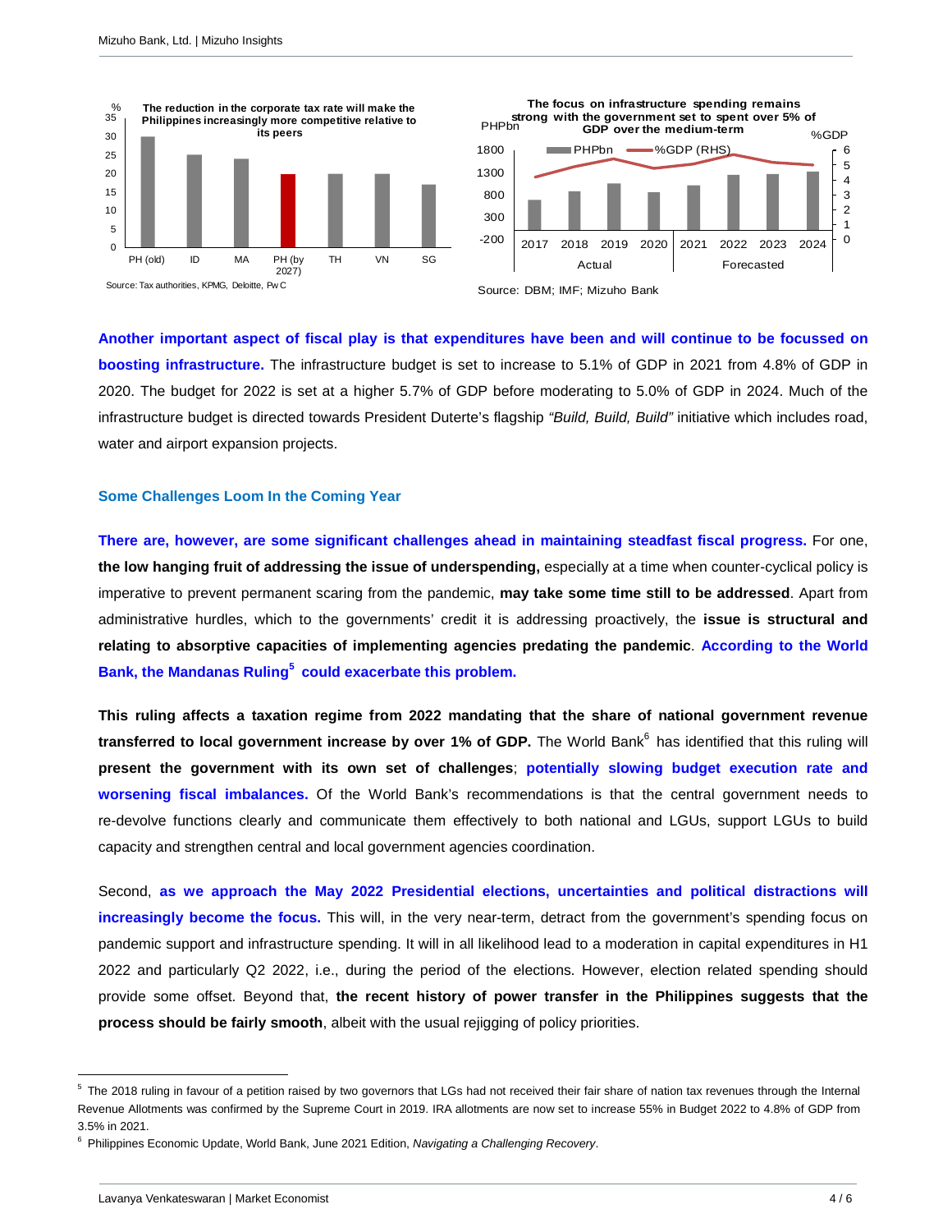**The reduction in the corporate tax rate will make the Philippines increasingly more competitive relative to its peers**

Source: Tax authorities, KPMG, Deloitte, PwC

**The focus on infrastructure spending remains strong with the government set to spent over 5% of GDP over the medium-term**

Source: DBM; IMF; Mizuho Bank

**Another important aspect of fiscal play is that expenditures have been and will continue to be focussed on boosting infrastructure.** The infrastructure budget is set to increase to 5.1% of GDP in 2021 from 4.8% of GDP in 2020. The budget for 2022 is set at a higher 5.7% of GDP before moderating to 5.0% of GDP in 2024. Much of the infrastructure budget is directed towards President Duterte's flagship *"Build, Build, Build"* initiative which includes road, water and airport expansion projects.

### Some Challenges Loom In the Coming Year

**There are, however, are some significant challenges ahead in maintaining steadfast fiscal progress.** For one, **the low hanging fruit of addressing the issue of underspending,** especially at a time when counter-cyclical policy is imperative to prevent permanent scaring from the pandemic, **may take some time still to be addressed**. Apart from administrative hurdles, which to the governments' credit it is addressing proactively, the **issue is structural and relating to absorptive capacities of implementing agencies predating the pandemic**. **According to the World Bank, the Mandanas Ruling[5] could exacerbate this problem.**

**This ruling affects a taxation regime from 2022 mandating that the share of national government revenue transferred to local government increase by over 1% of GDP.** The World Bank[6] has identified that this ruling will **present the government with its own set of challenges**; **potentially slowing budget execution rate and worsening fiscal imbalances.** Of the World Bank's recommendations is that the central government needs to re-devolve functions clearly and communicate them effectively to both national and LGUs, support LGUs to build capacity and strengthen central and local government agencies coordination.

Second, **as we approach the May 2022 Presidential elections, uncertainties and political distractions will increasingly become the focus.** This will, in the very near-term, detract from the government's spending focus on pandemic support and infrastructure spending. It will in all likelihood lead to a moderation in capital expenditures in H1 2022 and particularly Q2 2022, i.e., during the period of the elections. However, election related spending should provide some offset. Beyond that, **the recent history of power transfer in the Philippines suggests that the process should be fairly smooth**, albeit with the usual rejigging of policy priorities.

---

[5] The 2018 ruling in favour of a petition raised by two governors that LGs had not received their fair share of nation tax revenues through the Internal Revenue Allotments was confirmed by the Supreme Court in 2019. IRA allotments are now set to increase 55% in Budget 2022 to 4.8% of GDP from 3.5% in 2021.

[6] Philippines Economic Update, World Bank, June 2021 Edition, *Navigating a Challenging Recovery*.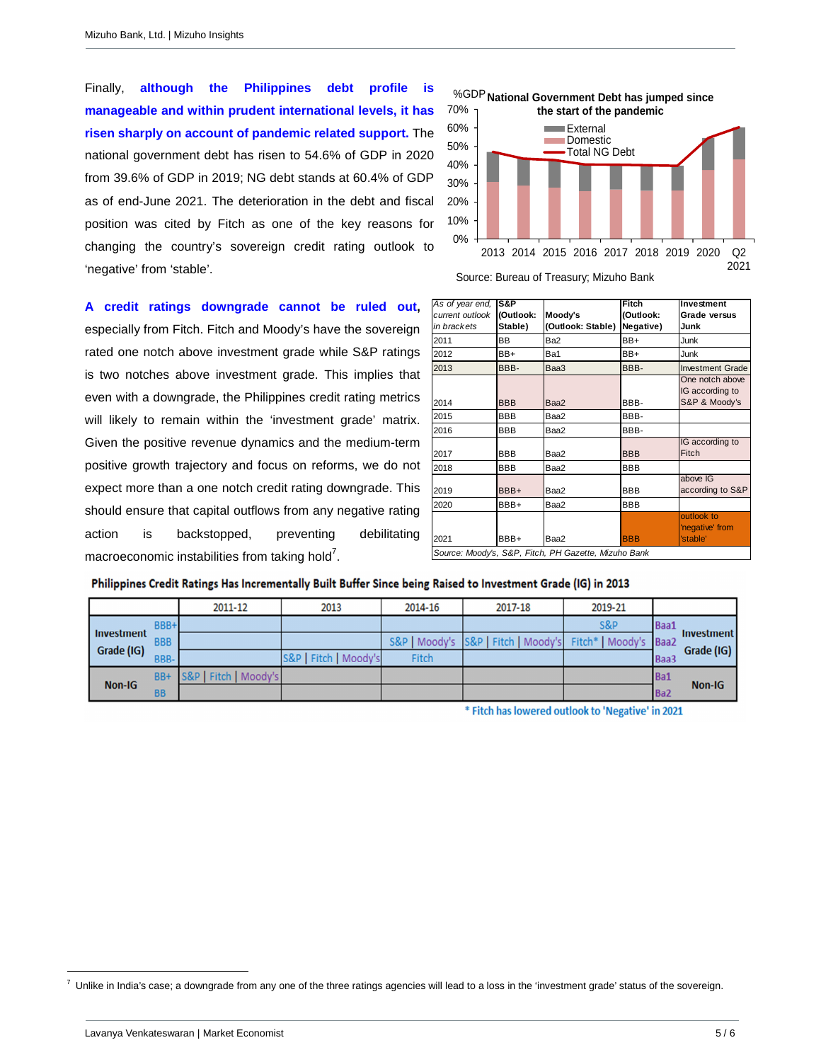Finally, **although the Philippines debt profile is manageable and within prudent international levels, it has risen sharply on account of pandemic related support.** The national government debt has risen to 54.6% of GDP in 2020 from 39.6% of GDP in 2019; NG debt stands at 60.4% of GDP as of end-June 2021. The deterioration in the debt and fiscal position was cited by Fitch as one of the key reasons for changing the country's sovereign credit rating outlook to 'negative' from 'stable'.

**National Government Debt has jumped since the start of the pandemic**

Source: Bureau of Treasury; Mizuho Bank

**A credit ratings downgrade cannot be ruled out,** especially from Fitch. Fitch and Moody's have the sovereign rated one notch above investment grade while S&P ratings is two notches above investment grade. This implies that even with a downgrade, the Philippines credit rating metrics will likely to remain within the 'investment grade' matrix. Given the positive revenue dynamics and the medium-term positive growth trajectory and focus on reforms, we do not expect more than a one notch credit rating downgrade. This should ensure that capital outflows from any negative rating action is backstopped, preventing debilitating macroeconomic instabilities from taking hold[7].

| *As of year end, current outlook in brackets* | S&P (Outlook: Stable) | Moody's (Outlook: Stable) | Fitch (Outlook: Negative) | Investment Grade versus Junk |
|---|---|---|---|---|
| 2011 | BB | Ba2 | BB+ | Junk |
| 2012 | BB+ | Ba1 | BB+ | Junk |
| 2013 | BBB- | Baa3 | BBB- | Investment Grade |
| 2014 | BBB | Baa2 | BBB- | One notch above IG according to S&P & Moody's |
| 2015 | BBB | Baa2 | BBB- | |
| 2016 | BBB | Baa2 | BBB- | |
| 2017 | BBB | Baa2 | BBB | IG according to Fitch |
| 2018 | BBB | Baa2 | BBB | |
| 2019 | BBB+ | Baa2 | BBB | above IG according to S&P |
| 2020 | BBB+ | Baa2 | BBB | |
| 2021 | BBB+ | Baa2 | BBB | outlook to 'negative' from 'stable' |

*Source: Moody's, S&P, Fitch, PH Gazette, Mizuho Bank*

**Philippines Credit Ratings Has Incrementally Built Buffer Since being Raised to Investment Grade (IG) in 2013**

| | | 2011-12 | 2013 | 2014-16 | 2017-18 | 2019-21 | | |
|---|---|---|---|---|---|---|---|---|
| Investment Grade (IG) | BBB+ | | | | | S&P | Baa1 | Investment Grade (IG) |
| | BBB | | | S&P \| Moody's | S&P \| Fitch \| Moody's | Fitch* \| Moody's | Baa2 | |
| | BBB- | | S&P \| Fitch \| Moody's | Fitch | | | Baa3 | |
| Non-IG | BB+ | S&P \| Fitch \| Moody's | | | | | Ba1 | Non-IG |
| | BB | | | | | | Ba2 | |

\* Fitch has lowered outlook to 'Negative' in 2021

[7] Unlike in India's case; a downgrade from any one of the three ratings agencies will lead to a loss in the 'investment grade' status of the sovereign.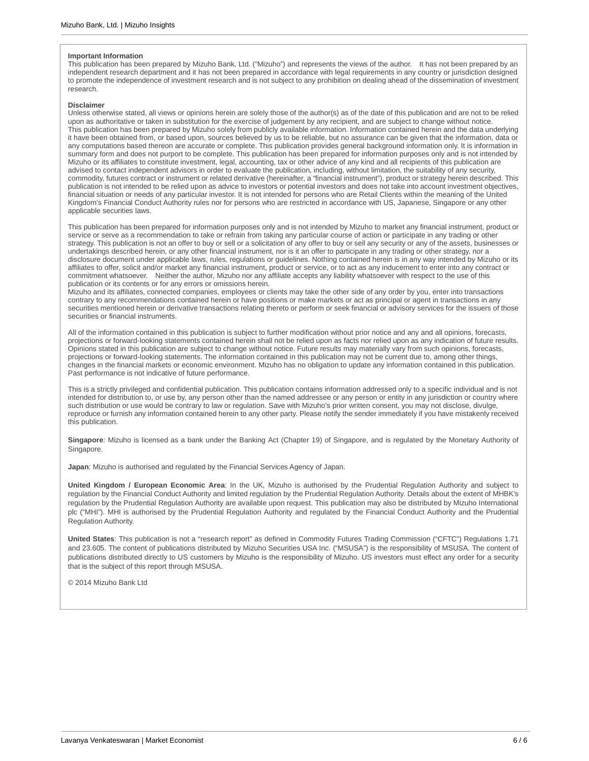**Important Information**

This publication has been prepared by Mizuho Bank, Ltd. ("Mizuho") and represents the views of the author. It has not been prepared by an independent research department and it has not been prepared in accordance with legal requirements in any country or jurisdiction designed to promote the independence of investment research and is not subject to any prohibition on dealing ahead of the dissemination of investment research.

**Disclaimer**

Unless otherwise stated, all views or opinions herein are solely those of the author(s) as of the date of this publication and are not to be relied upon as authoritative or taken in substitution for the exercise of judgement by any recipient, and are subject to change without notice.
This publication has been prepared by Mizuho solely from publicly available information. Information contained herein and the data underlying it have been obtained from, or based upon, sources believed by us to be reliable, but no assurance can be given that the information, data or any computations based thereon are accurate or complete. This publication provides general background information only. It is information in summary form and does not purport to be complete. This publication has been prepared for information purposes only and is not intended by Mizuho or its affiliates to constitute investment, legal, accounting, tax or other advice of any kind and all recipients of this publication are advised to contact independent advisors in order to evaluate the publication, including, without limitation, the suitability of any security, commodity, futures contract or instrument or related derivative (hereinafter, a "financial instrument"), product or strategy herein described. This publication is not intended to be relied upon as advice to investors or potential investors and does not take into account investment objectives, financial situation or needs of any particular investor. It is not intended for persons who are Retail Clients within the meaning of the United Kingdom's Financial Conduct Authority rules nor for persons who are restricted in accordance with US, Japanese, Singapore or any other applicable securities laws.

This publication has been prepared for information purposes only and is not intended by Mizuho to market any financial instrument, product or service or serve as a recommendation to take or refrain from taking any particular course of action or participate in any trading or other strategy. This publication is not an offer to buy or sell or a solicitation of any offer to buy or sell any security or any of the assets, businesses or undertakings described herein, or any other financial instrument, nor is it an offer to participate in any trading or other strategy, nor a disclosure document under applicable laws, rules, regulations or guidelines. Nothing contained herein is in any way intended by Mizuho or its affiliates to offer, solicit and/or market any financial instrument, product or service, or to act as any inducement to enter into any contract or commitment whatsoever. Neither the author, Mizuho nor any affiliate accepts any liability whatsoever with respect to the use of this publication or its contents or for any errors or omissions herein.
Mizuho and its affiliates, connected companies, employees or clients may take the other side of any order by you, enter into transactions contrary to any recommendations contained herein or have positions or make markets or act as principal or agent in transactions in any securities mentioned herein or derivative transactions relating thereto or perform or seek financial or advisory services for the issuers of those securities or financial instruments.

All of the information contained in this publication is subject to further modification without prior notice and any and all opinions, forecasts, projections or forward-looking statements contained herein shall not be relied upon as facts nor relied upon as any indication of future results. Opinions stated in this publication are subject to change without notice. Future results may materially vary from such opinions, forecasts, projections or forward-looking statements. The information contained in this publication may not be current due to, among other things, changes in the financial markets or economic environment. Mizuho has no obligation to update any information contained in this publication. Past performance is not indicative of future performance.

This is a strictly privileged and confidential publication. This publication contains information addressed only to a specific individual and is not intended for distribution to, or use by, any person other than the named addressee or any person or entity in any jurisdiction or country where such distribution or use would be contrary to law or regulation. Save with Mizuho's prior written consent, you may not disclose, divulge, reproduce or furnish any information contained herein to any other party. Please notify the sender immediately if you have mistakenly received this publication.

**Singapore**: Mizuho is licensed as a bank under the Banking Act (Chapter 19) of Singapore, and is regulated by the Monetary Authority of Singapore.

**Japan**: Mizuho is authorised and regulated by the Financial Services Agency of Japan.

**United Kingdom / European Economic Area**: In the UK, Mizuho is authorised by the Prudential Regulation Authority and subject to regulation by the Financial Conduct Authority and limited regulation by the Prudential Regulation Authority. Details about the extent of MHBK's regulation by the Prudential Regulation Authority are available upon request. This publication may also be distributed by Mizuho International plc ("MHI"). MHI is authorised by the Prudential Regulation Authority and regulated by the Financial Conduct Authority and the Prudential Regulation Authority.

**United States**: This publication is not a "research report" as defined in Commodity Futures Trading Commission ("CFTC") Regulations 1.71 and 23.605. The content of publications distributed by Mizuho Securities USA Inc. ("MSUSA") is the responsibility of MSUSA. The content of publications distributed directly to US customers by Mizuho is the responsibility of Mizuho. US investors must effect any order for a security that is the subject of this report through MSUSA.

© 2014 Mizuho Bank Ltd